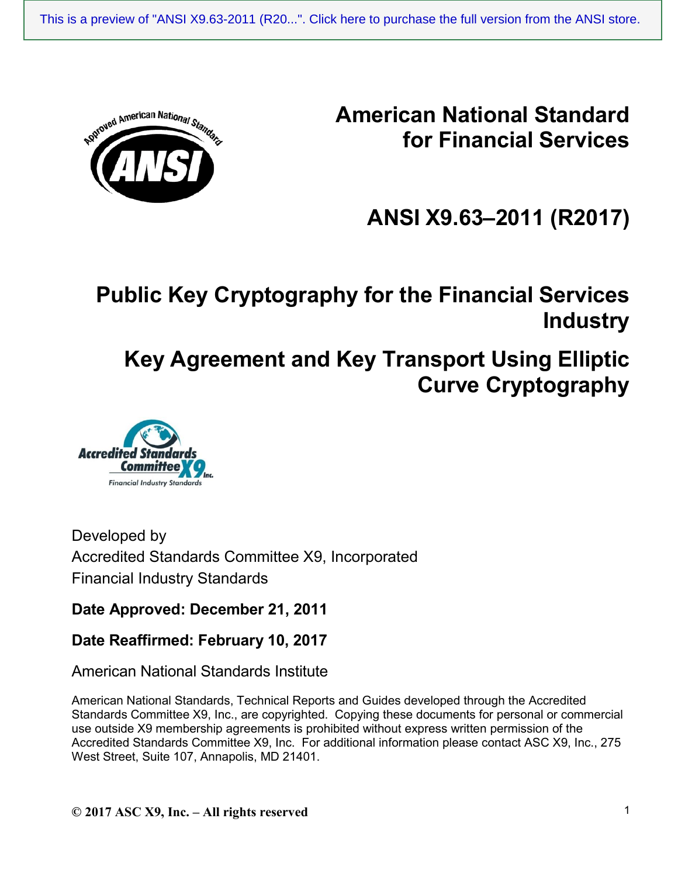This is a preview of "ANSI X9.63-2011 (R20...". Click here to purchase the full version from the ANSI store.

# American National Standard for Financial Services

# ANSI X9.63–2011 (R2017)

# Public Key Cryptography for the Financial Services Industry

# Key Agreement and Key Transport Using Elliptic Curve Cryptography

Developed by
Accredited Standards Committee X9, Incorporated
Financial Industry Standards

**Date Approved: December 21, 2011**

**Date Reaffirmed: February 10, 2017**

American National Standards Institute

American National Standards, Technical Reports and Guides developed through the Accredited Standards Committee X9, Inc., are copyrighted. Copying these documents for personal or commercial use outside X9 membership agreements is prohibited without express written permission of the Accredited Standards Committee X9, Inc. For additional information please contact ASC X9, Inc., 275 West Street, Suite 107, Annapolis, MD 21401.

**© 2017 ASC X9, Inc. – All rights reserved**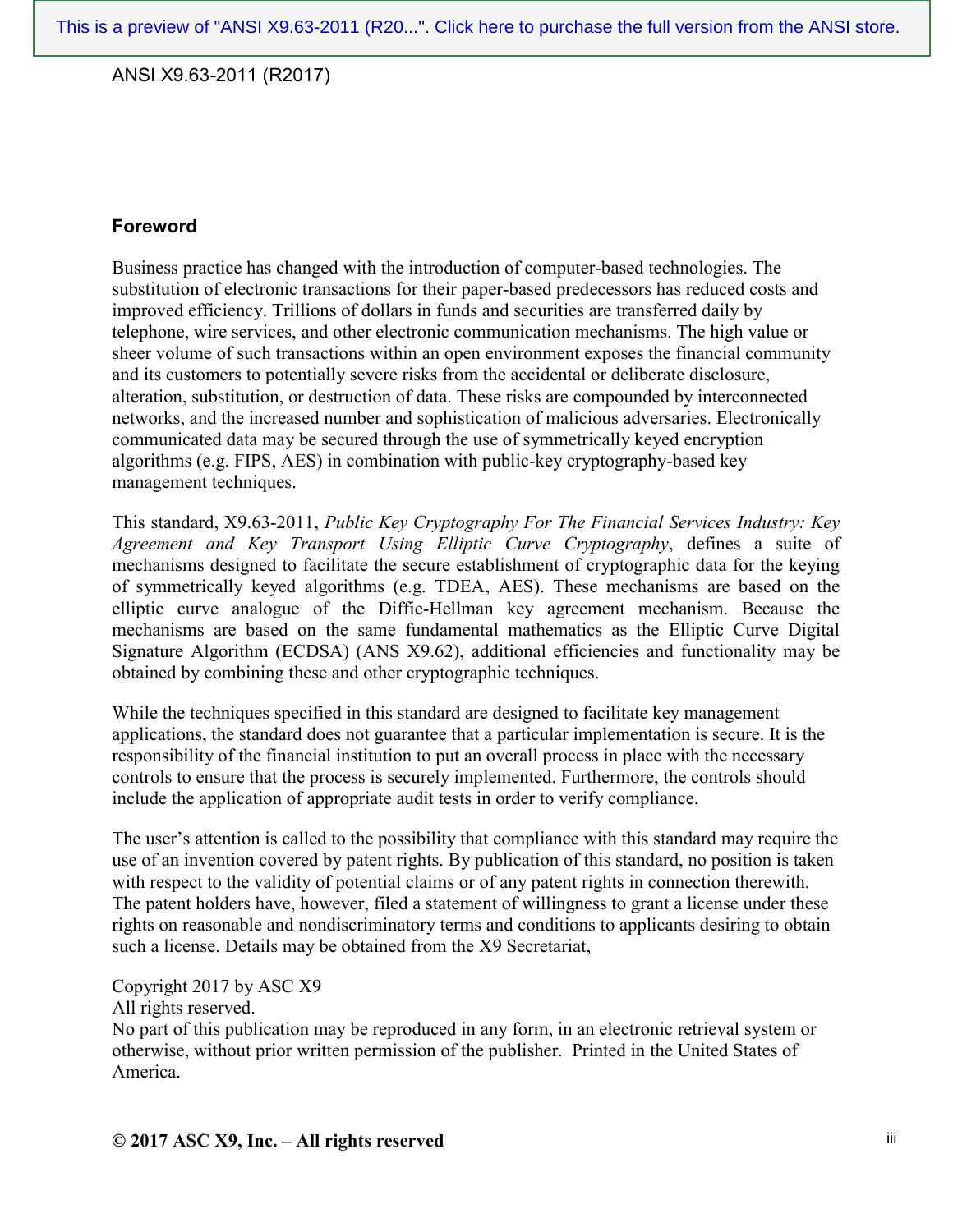## Foreword

Business practice has changed with the introduction of computer-based technologies. The substitution of electronic transactions for their paper-based predecessors has reduced costs and improved efficiency. Trillions of dollars in funds and securities are transferred daily by telephone, wire services, and other electronic communication mechanisms. The high value or sheer volume of such transactions within an open environment exposes the financial community and its customers to potentially severe risks from the accidental or deliberate disclosure, alteration, substitution, or destruction of data. These risks are compounded by interconnected networks, and the increased number and sophistication of malicious adversaries. Electronically communicated data may be secured through the use of symmetrically keyed encryption algorithms (e.g. FIPS, AES) in combination with public-key cryptography-based key management techniques.

This standard, X9.63-2011, *Public Key Cryptography For The Financial Services Industry: Key Agreement and Key Transport Using Elliptic Curve Cryptography*, defines a suite of mechanisms designed to facilitate the secure establishment of cryptographic data for the keying of symmetrically keyed algorithms (e.g. TDEA, AES). These mechanisms are based on the elliptic curve analogue of the Diffie-Hellman key agreement mechanism. Because the mechanisms are based on the same fundamental mathematics as the Elliptic Curve Digital Signature Algorithm (ECDSA) (ANS X9.62), additional efficiencies and functionality may be obtained by combining these and other cryptographic techniques.

While the techniques specified in this standard are designed to facilitate key management applications, the standard does not guarantee that a particular implementation is secure. It is the responsibility of the financial institution to put an overall process in place with the necessary controls to ensure that the process is securely implemented. Furthermore, the controls should include the application of appropriate audit tests in order to verify compliance.

The user's attention is called to the possibility that compliance with this standard may require the use of an invention covered by patent rights. By publication of this standard, no position is taken with respect to the validity of potential claims or of any patent rights in connection therewith. The patent holders have, however, filed a statement of willingness to grant a license under these rights on reasonable and nondiscriminatory terms and conditions to applicants desiring to obtain such a license. Details may be obtained from the X9 Secretariat,

Copyright 2017 by ASC X9
All rights reserved.
No part of this publication may be reproduced in any form, in an electronic retrieval system or otherwise, without prior written permission of the publisher. Printed in the United States of America.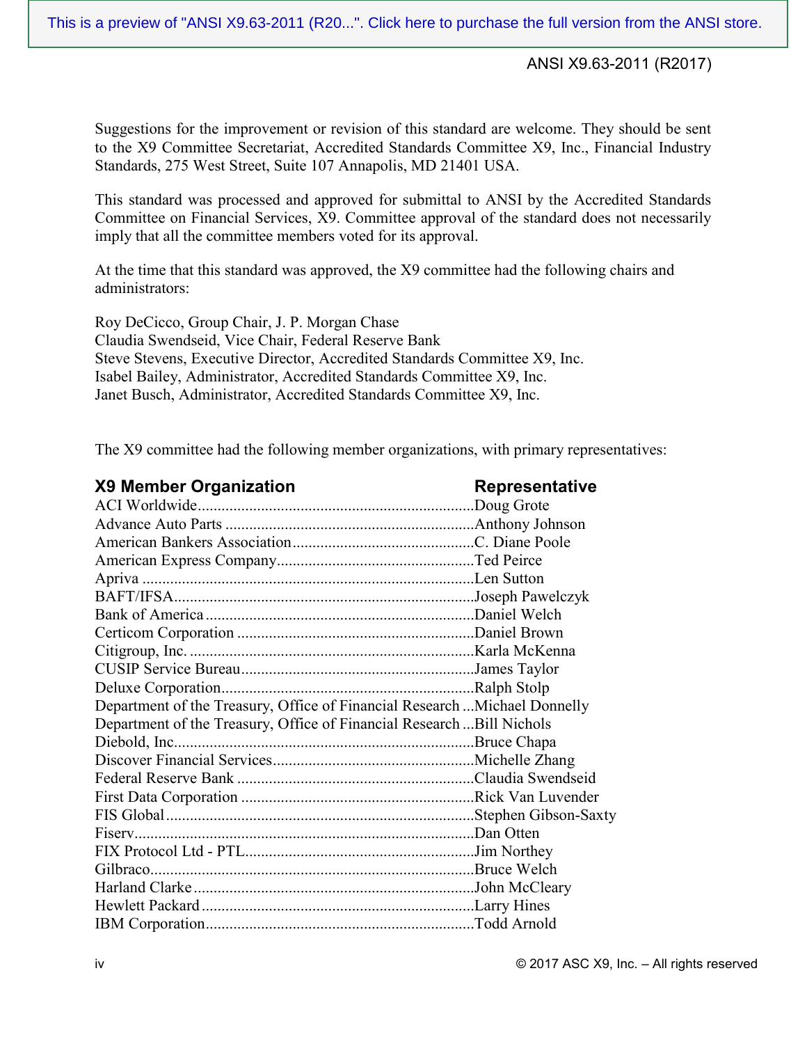Suggestions for the improvement or revision of this standard are welcome. They should be sent to the X9 Committee Secretariat, Accredited Standards Committee X9, Inc., Financial Industry Standards, 275 West Street, Suite 107 Annapolis, MD 21401 USA.

This standard was processed and approved for submittal to ANSI by the Accredited Standards Committee on Financial Services, X9. Committee approval of the standard does not necessarily imply that all the committee members voted for its approval.

At the time that this standard was approved, the X9 committee had the following chairs and administrators:

Roy DeCicco, Group Chair, J. P. Morgan Chase
Claudia Swendseid, Vice Chair, Federal Reserve Bank
Steve Stevens, Executive Director, Accredited Standards Committee X9, Inc.
Isabel Bailey, Administrator, Accredited Standards Committee X9, Inc.
Janet Busch, Administrator, Accredited Standards Committee X9, Inc.

The X9 committee had the following member organizations, with primary representatives:

| X9 Member Organization | Representative |
|---|---|
| ACI Worldwide | Doug Grote |
| Advance Auto Parts | Anthony Johnson |
| American Bankers Association | C. Diane Poole |
| American Express Company | Ted Peirce |
| Apriva | Len Sutton |
| BAFT/IFSA | Joseph Pawelczyk |
| Bank of America | Daniel Welch |
| Certicom Corporation | Daniel Brown |
| Citigroup, Inc. | Karla McKenna |
| CUSIP Service Bureau | James Taylor |
| Deluxe Corporation | Ralph Stolp |
| Department of the Treasury, Office of Financial Research | Michael Donnelly |
| Department of the Treasury, Office of Financial Research | Bill Nichols |
| Diebold, Inc. | Bruce Chapa |
| Discover Financial Services | Michelle Zhang |
| Federal Reserve Bank | Claudia Swendseid |
| First Data Corporation | Rick Van Luvender |
| FIS Global | Stephen Gibson-Saxty |
| Fiserv | Dan Otten |
| FIX Protocol Ltd - PTL | Jim Northey |
| Gilbraco | Bruce Welch |
| Harland Clarke | John McCleary |
| Hewlett Packard | Larry Hines |
| IBM Corporation | Todd Arnold |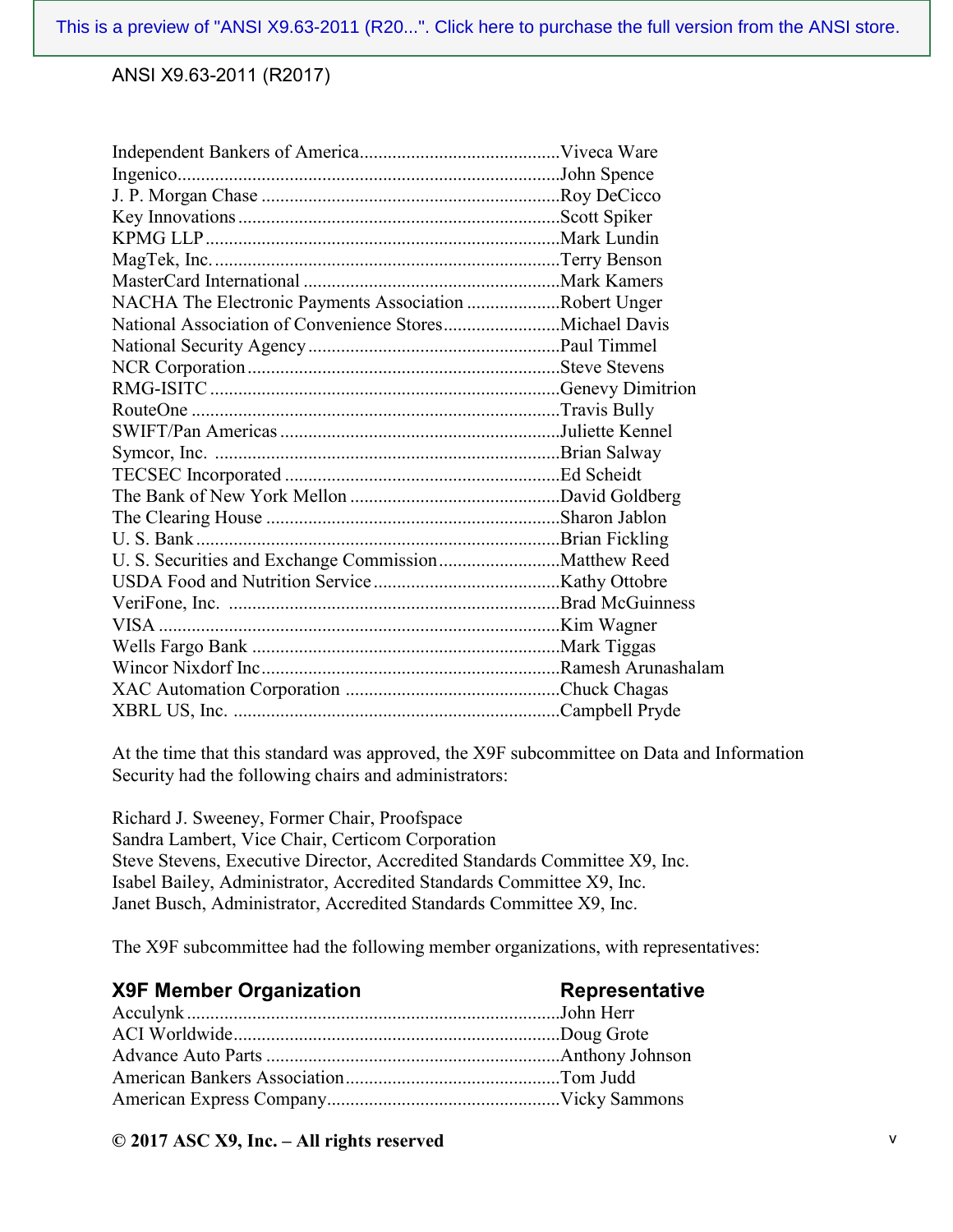| | |
|---|---|
| Independent Bankers of America | Viveca Ware |
| Ingenico | John Spence |
| J. P. Morgan Chase | Roy DeCicco |
| Key Innovations | Scott Spiker |
| KPMG LLP | Mark Lundin |
| MagTek, Inc. | Terry Benson |
| MasterCard International | Mark Kamers |
| NACHA The Electronic Payments Association | Robert Unger |
| National Association of Convenience Stores | Michael Davis |
| National Security Agency | Paul Timmel |
| NCR Corporation | Steve Stevens |
| RMG-ISITC | Genevy Dimitrion |
| RouteOne | Travis Bully |
| SWIFT/Pan Americas | Juliette Kennel |
| Symcor, Inc. | Brian Salway |
| TECSEC Incorporated | Ed Scheidt |
| The Bank of New York Mellon | David Goldberg |
| The Clearing House | Sharon Jablon |
| U. S. Bank | Brian Fickling |
| U. S. Securities and Exchange Commission | Matthew Reed |
| USDA Food and Nutrition Service | Kathy Ottobre |
| VeriFone, Inc. | Brad McGuinness |
| VISA | Kim Wagner |
| Wells Fargo Bank | Mark Tiggas |
| Wincor Nixdorf Inc | Ramesh Arunashalam |
| XAC Automation Corporation | Chuck Chagas |
| XBRL US, Inc. | Campbell Pryde |

At the time that this standard was approved, the X9F subcommittee on Data and Information Security had the following chairs and administrators:

Richard J. Sweeney, Former Chair, Proofspace
Sandra Lambert, Vice Chair, Certicom Corporation
Steve Stevens, Executive Director, Accredited Standards Committee X9, Inc.
Isabel Bailey, Administrator, Accredited Standards Committee X9, Inc.
Janet Busch, Administrator, Accredited Standards Committee X9, Inc.

The X9F subcommittee had the following member organizations, with representatives:

| X9F Member Organization | Representative |
|---|---|
| Acculynk | John Herr |
| ACI Worldwide | Doug Grote |
| Advance Auto Parts | Anthony Johnson |
| American Bankers Association | Tom Judd |
| American Express Company | Vicky Sammons |

**© 2017 ASC X9, Inc. – All rights reserved**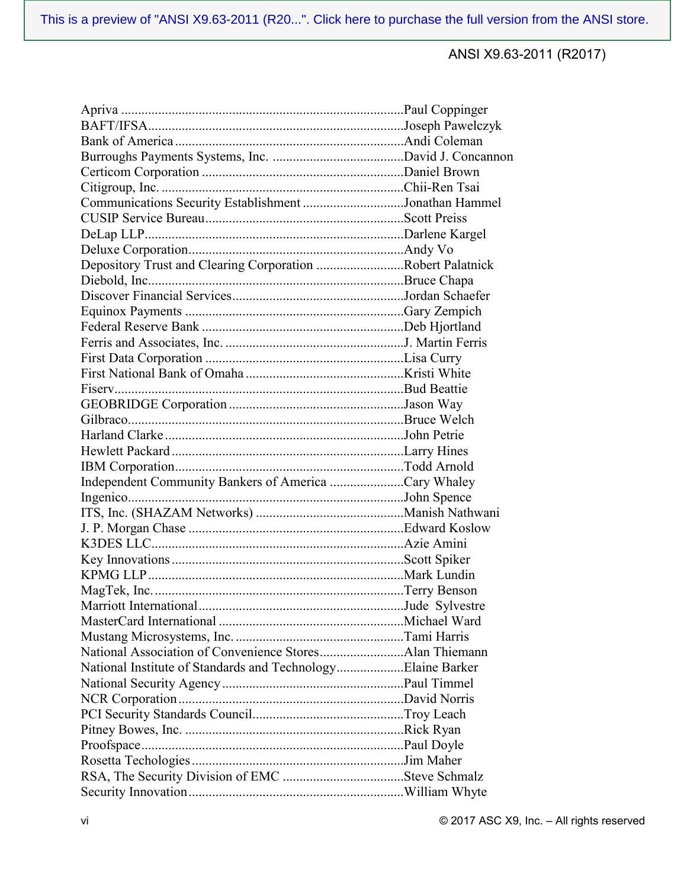| Organization | Representative |
| --- | --- |
| Apriva | Paul Coppinger |
| BAFT/IFSA | Joseph Pawelczyk |
| Bank of America | Andi Coleman |
| Burroughs Payments Systems, Inc. | David J. Concannon |
| Certicom Corporation | Daniel Brown |
| Citigroup, Inc. | Chii-Ren Tsai |
| Communications Security Establishment | Jonathan Hammel |
| CUSIP Service Bureau | Scott Preiss |
| DeLap LLP | Darlene Kargel |
| Deluxe Corporation | Andy Vo |
| Depository Trust and Clearing Corporation | Robert Palatnick |
| Diebold, Inc. | Bruce Chapa |
| Discover Financial Services | Jordan Schaefer |
| Equinox Payments | Gary Zempich |
| Federal Reserve Bank | Deb Hjortland |
| Ferris and Associates, Inc. | J. Martin Ferris |
| First Data Corporation | Lisa Curry |
| First National Bank of Omaha | Kristi White |
| Fiserv | Bud Beattie |
| GEOBRIDGE Corporation | Jason Way |
| Gilbraco | Bruce Welch |
| Harland Clarke | John Petrie |
| Hewlett Packard | Larry Hines |
| IBM Corporation | Todd Arnold |
| Independent Community Bankers of America | Cary Whaley |
| Ingenico | John Spence |
| ITS, Inc. (SHAZAM Networks) | Manish Nathwani |
| J. P. Morgan Chase | Edward Koslow |
| K3DES LLC | Azie Amini |
| Key Innovations | Scott Spiker |
| KPMG LLP | Mark Lundin |
| MagTek, Inc. | Terry Benson |
| Marriott International | Jude Sylvestre |
| MasterCard International | Michael Ward |
| Mustang Microsystems, Inc. | Tami Harris |
| National Association of Convenience Stores | Alan Thiemann |
| National Institute of Standards and Technology | Elaine Barker |
| National Security Agency | Paul Timmel |
| NCR Corporation | David Norris |
| PCI Security Standards Council | Troy Leach |
| Pitney Bowes, Inc. | Rick Ryan |
| Proofspace | Paul Doyle |
| Rosetta Techologies | Jim Maher |
| RSA, The Security Division of EMC | Steve Schmalz |
| Security Innovation | William Whyte |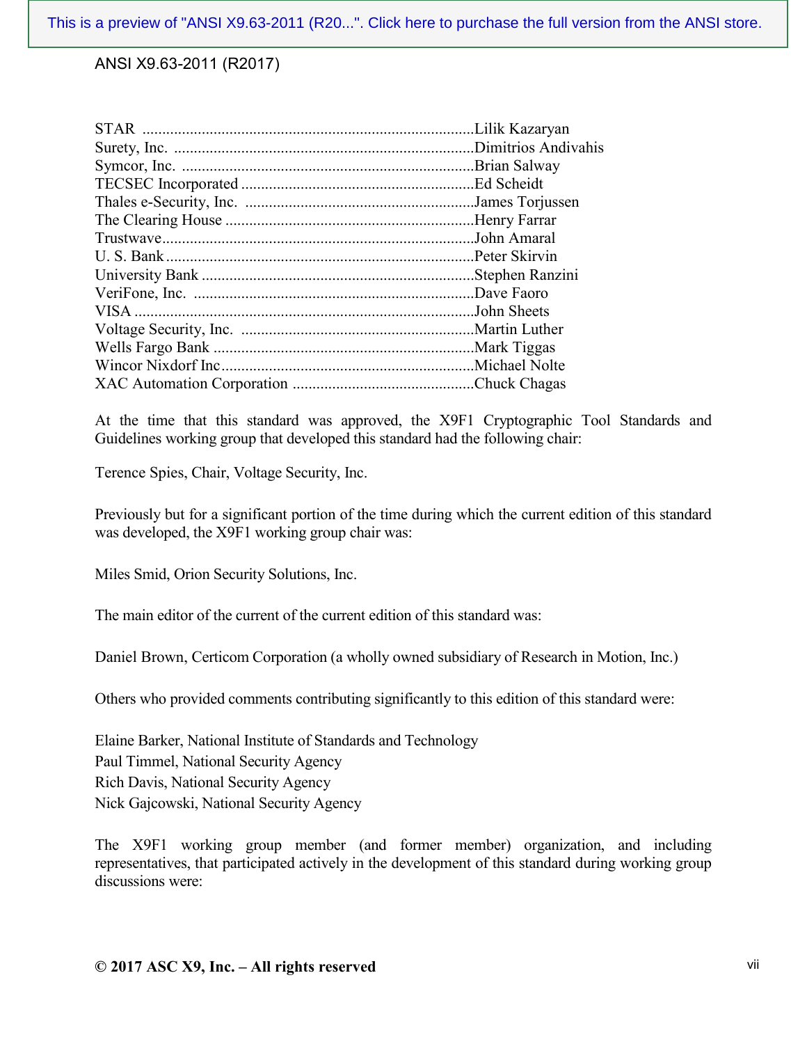| | |
|---|---|
| STAR | Lilik Kazaryan |
| Surety, Inc. | Dimitrios Andivahis |
| Symcor, Inc. | Brian Salway |
| TECSEC Incorporated | Ed Scheidt |
| Thales e-Security, Inc. | James Torjussen |
| The Clearing House | Henry Farrar |
| Trustwave | John Amaral |
| U. S. Bank | Peter Skirvin |
| University Bank | Stephen Ranzini |
| VeriFone, Inc. | Dave Faoro |
| VISA | John Sheets |
| Voltage Security, Inc. | Martin Luther |
| Wells Fargo Bank | Mark Tiggas |
| Wincor Nixdorf Inc | Michael Nolte |
| XAC Automation Corporation | Chuck Chagas |

At the time that this standard was approved, the X9F1 Cryptographic Tool Standards and Guidelines working group that developed this standard had the following chair:

Terence Spies, Chair, Voltage Security, Inc.

Previously but for a significant portion of the time during which the current edition of this standard was developed, the X9F1 working group chair was:

Miles Smid, Orion Security Solutions, Inc.

The main editor of the current of the current edition of this standard was:

Daniel Brown, Certicom Corporation (a wholly owned subsidiary of Research in Motion, Inc.)

Others who provided comments contributing significantly to this edition of this standard were:

Elaine Barker, National Institute of Standards and Technology
Paul Timmel, National Security Agency
Rich Davis, National Security Agency
Nick Gajcowski, National Security Agency

The X9F1 working group member (and former member) organization, and including representatives, that participated actively in the development of this standard during working group discussions were: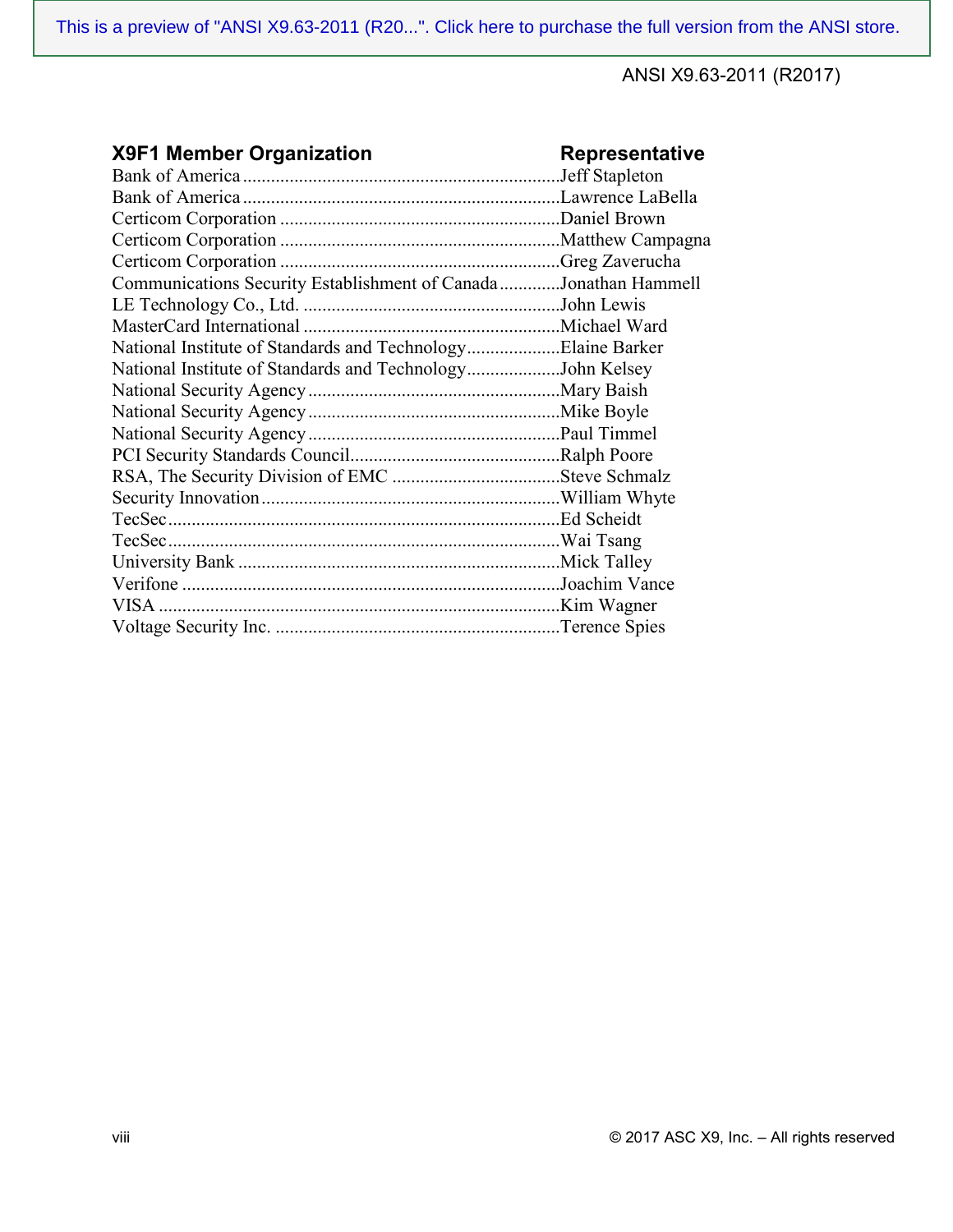| X9F1 Member Organization | Representative |
| --- | --- |
| Bank of America | Jeff Stapleton |
| Bank of America | Lawrence LaBella |
| Certicom Corporation | Daniel Brown |
| Certicom Corporation | Matthew Campagna |
| Certicom Corporation | Greg Zaverucha |
| Communications Security Establishment of Canada | Jonathan Hammell |
| LE Technology Co., Ltd. | John Lewis |
| MasterCard International | Michael Ward |
| National Institute of Standards and Technology | Elaine Barker |
| National Institute of Standards and Technology | John Kelsey |
| National Security Agency | Mary Baish |
| National Security Agency | Mike Boyle |
| National Security Agency | Paul Timmel |
| PCI Security Standards Council | Ralph Poore |
| RSA, The Security Division of EMC | Steve Schmalz |
| Security Innovation | William Whyte |
| TecSec | Ed Scheidt |
| TecSec | Wai Tsang |
| University Bank | Mick Talley |
| Verifone | Joachim Vance |
| VISA | Kim Wagner |
| Voltage Security Inc. | Terence Spies |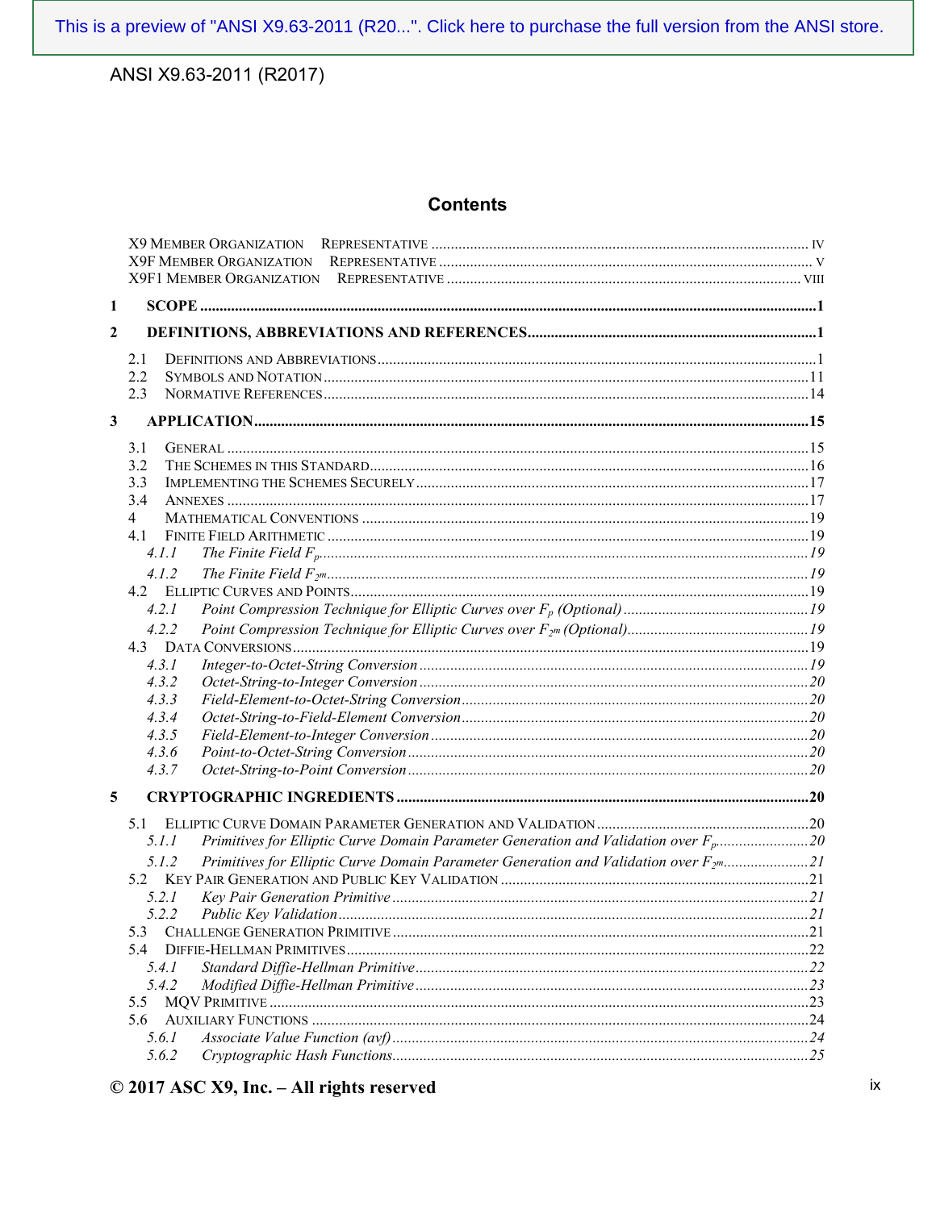# Contents

X9 MEMBER ORGANIZATION REPRESENTATIVE ........ IV
X9F MEMBER ORGANIZATION REPRESENTATIVE ........ V
X9F1 MEMBER ORGANIZATION REPRESENTATIVE ........ VIII

**1 SCOPE ........ 1**

**2 DEFINITIONS, ABBREVIATIONS AND REFERENCES ........ 1**

2.1 DEFINITIONS AND ABBREVIATIONS ........ 1
2.2 SYMBOLS AND NOTATION ........ 11
2.3 NORMATIVE REFERENCES ........ 14

**3 APPLICATION ........ 15**

3.1 GENERAL ........ 15
3.2 THE SCHEMES IN THIS STANDARD ........ 16
3.3 IMPLEMENTING THE SCHEMES SECURELY ........ 17
3.4 ANNEXES ........ 17
4 MATHEMATICAL CONVENTIONS ........ 19
4.1 FINITE FIELD ARITHMETIC ........ 19
*4.1.1 The Finite Field $F_p$ ........ 19*
*4.1.2 The Finite Field $F_{2^m}$ ........ 19*
4.2 ELLIPTIC CURVES AND POINTS ........ 19
*4.2.1 Point Compression Technique for Elliptic Curves over $F_p$ (Optional) ........ 19*
*4.2.2 Point Compression Technique for Elliptic Curves over $F_{2^m}$ (Optional) ........ 19*
4.3 DATA CONVERSIONS ........ 19
*4.3.1 Integer-to-Octet-String Conversion ........ 19*
*4.3.2 Octet-String-to-Integer Conversion ........ 20*
*4.3.3 Field-Element-to-Octet-String Conversion ........ 20*
*4.3.4 Octet-String-to-Field-Element Conversion ........ 20*
*4.3.5 Field-Element-to-Integer Conversion ........ 20*
*4.3.6 Point-to-Octet-String Conversion ........ 20*
*4.3.7 Octet-String-to-Point Conversion ........ 20*

**5 CRYPTOGRAPHIC INGREDIENTS ........ 20**

5.1 ELLIPTIC CURVE DOMAIN PARAMETER GENERATION AND VALIDATION ........ 20
*5.1.1 Primitives for Elliptic Curve Domain Parameter Generation and Validation over $F_p$ ........ 20*
*5.1.2 Primitives for Elliptic Curve Domain Parameter Generation and Validation over $F_{2^m}$ ........ 21*
5.2 KEY PAIR GENERATION AND PUBLIC KEY VALIDATION ........ 21
*5.2.1 Key Pair Generation Primitive ........ 21*
*5.2.2 Public Key Validation ........ 21*
5.3 CHALLENGE GENERATION PRIMITIVE ........ 21
5.4 DIFFIE-HELLMAN PRIMITIVES ........ 22
*5.4.1 Standard Diffie-Hellman Primitive ........ 22*
*5.4.2 Modified Diffie-Hellman Primitive ........ 23*
5.5 MQV PRIMITIVE ........ 23
5.6 AUXILIARY FUNCTIONS ........ 24
*5.6.1 Associate Value Function (avf) ........ 24*
*5.6.2 Cryptographic Hash Functions ........ 25*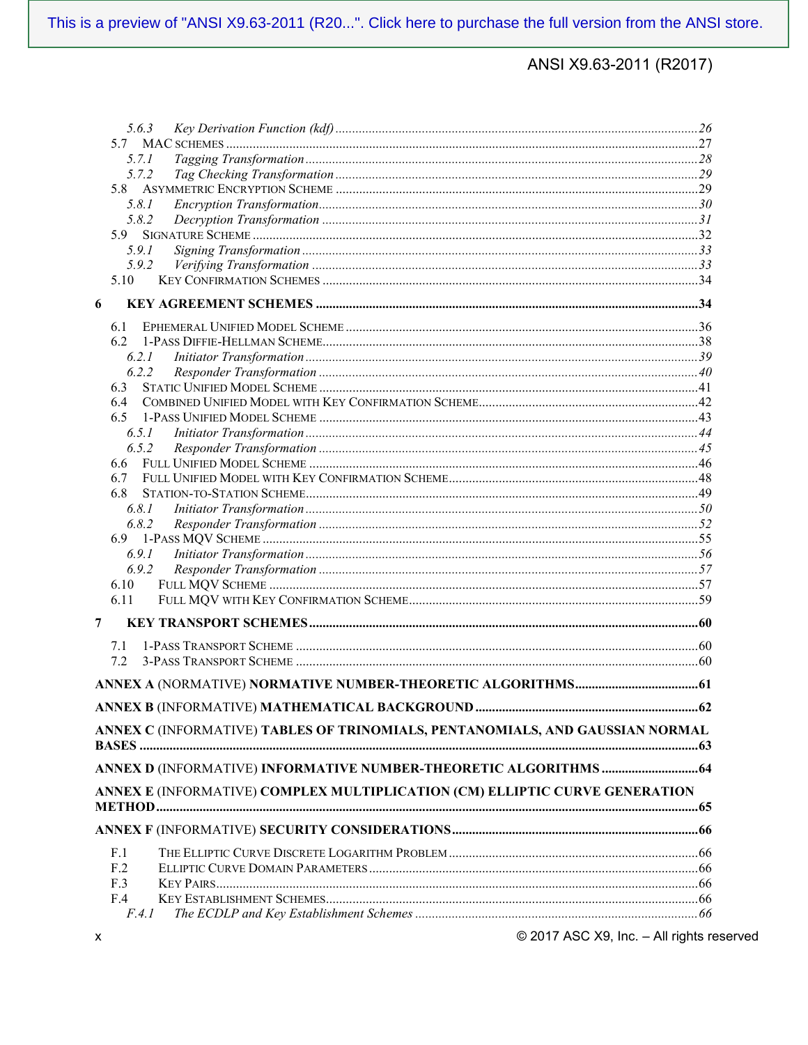5.6.3 *Key Derivation Function (kdf)* ... 26
5.7 MAC Schemes ... 27
5.7.1 *Tagging Transformation* ... 28
5.7.2 *Tag Checking Transformation* ... 29
5.8 Asymmetric Encryption Scheme ... 29
5.8.1 *Encryption Transformation* ... 30
5.8.2 *Decryption Transformation* ... 31
5.9 Signature Scheme ... 32
5.9.1 *Signing Transformation* ... 33
5.9.2 *Verifying Transformation* ... 33
5.10 Key Confirmation Schemes ... 34

**6 KEY AGREEMENT SCHEMES ... 34**

6.1 Ephemeral Unified Model Scheme ... 36
6.2 1-Pass Diffie-Hellman Scheme ... 38
6.2.1 *Initiator Transformation* ... 39
6.2.2 *Responder Transformation* ... 40
6.3 Static Unified Model Scheme ... 41
6.4 Combined Unified Model with Key Confirmation Scheme ... 42
6.5 1-Pass Unified Model Scheme ... 43
6.5.1 *Initiator Transformation* ... 44
6.5.2 *Responder Transformation* ... 45
6.6 Full Unified Model Scheme ... 46
6.7 Full Unified Model with Key Confirmation Scheme ... 48
6.8 Station-to-Station Scheme ... 49
6.8.1 *Initiator Transformation* ... 50
6.8.2 *Responder Transformation* ... 52
6.9 1-Pass MQV Scheme ... 55
6.9.1 *Initiator Transformation* ... 56
6.9.2 *Responder Transformation* ... 57
6.10 Full MQV Scheme ... 57
6.11 Full MQV with Key Confirmation Scheme ... 59

**7 KEY TRANSPORT SCHEMES ... 60**

7.1 1-Pass Transport Scheme ... 60
7.2 3-Pass Transport Scheme ... 60

**ANNEX A** (NORMATIVE) **NORMATIVE NUMBER-THEORETIC ALGORITHMS ... 61**

**ANNEX B** (INFORMATIVE) **MATHEMATICAL BACKGROUND ... 62**

**ANNEX C** (INFORMATIVE) **TABLES OF TRINOMIALS, PENTANOMIALS, AND GAUSSIAN NORMAL BASES ... 63**

**ANNEX D** (INFORMATIVE) **INFORMATIVE NUMBER-THEORETIC ALGORITHMS ... 64**

**ANNEX E** (INFORMATIVE) **COMPLEX MULTIPLICATION (CM) ELLIPTIC CURVE GENERATION METHOD ... 65**

**ANNEX F** (INFORMATIVE) **SECURITY CONSIDERATIONS ... 66**

F.1 The Elliptic Curve Discrete Logarithm Problem ... 66
F.2 Elliptic Curve Domain Parameters ... 66
F.3 Key Pairs ... 66
F.4 Key Establishment Schemes ... 66
F.4.1 *The ECDLP and Key Establishment Schemes* ... 66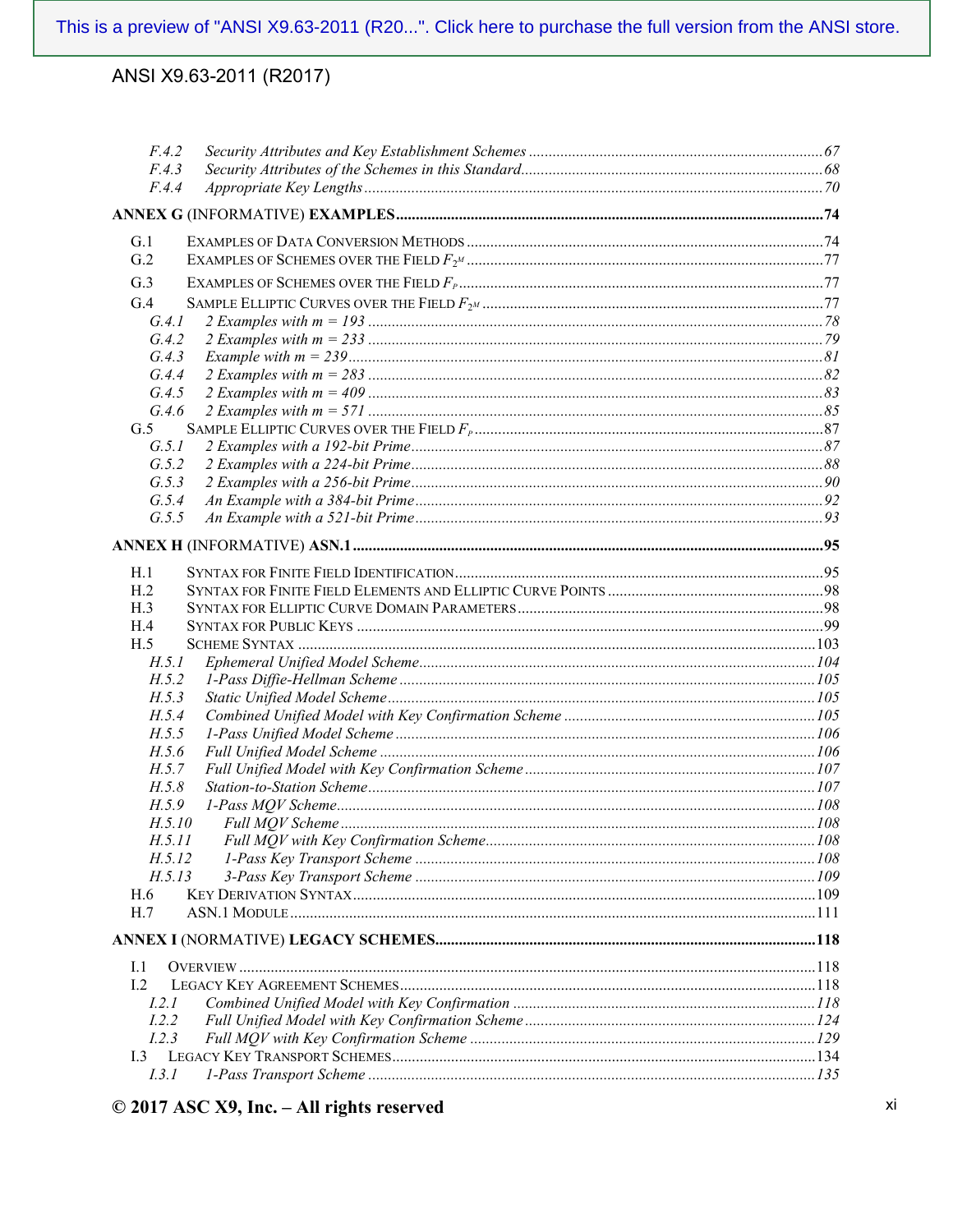F.4.2 *Security Attributes and Key Establishment Schemes* ........................................................................ 67
F.4.3 *Security Attributes of the Schemes in this Standard* ............................................................................ 68
F.4.4 *Appropriate Key Lengths* .................................................................................................................... 70

**ANNEX G** (INFORMATIVE) **EXAMPLES** ............................................................................................................... 74

G.1 EXAMPLES OF DATA CONVERSION METHODS ............................................................................................ 74
G.2 EXAMPLES OF SCHEMES OVER THE FIELD $F_{2^M}$ ............................................................................................ 77
G.3 EXAMPLES OF SCHEMES OVER THE FIELD $F_P$ ............................................................................................. 77
G.4 SAMPLE ELLIPTIC CURVES OVER THE FIELD $F_{2^M}$ ........................................................................................ 77
G.4.1 *2 Examples with m = 193* .................................................................................................................... 78
G.4.2 *2 Examples with m = 233* .................................................................................................................... 79
G.4.3 *Example with m = 239* ........................................................................................................................ 81
G.4.4 *2 Examples with m = 283* .................................................................................................................... 82
G.4.5 *2 Examples with m = 409* .................................................................................................................... 83
G.4.6 *2 Examples with m = 571* .................................................................................................................... 85
G.5 SAMPLE ELLIPTIC CURVES OVER THE FIELD $F_p$ .......................................................................................... 87
G.5.1 *2 Examples with a 192-bit Prime* ........................................................................................................ 87
G.5.2 *2 Examples with a 224-bit Prime* ........................................................................................................ 88
G.5.3 *2 Examples with a 256-bit Prime* ........................................................................................................ 90
G.5.4 *An Example with a 384-bit Prime* ....................................................................................................... 92
G.5.5 *An Example with a 521-bit Prime* ....................................................................................................... 93

**ANNEX H** (INFORMATIVE) **ASN.1** ....................................................................................................................... 95

H.1 SYNTAX FOR FINITE FIELD IDENTIFICATION ............................................................................................... 95
H.2 SYNTAX FOR FINITE FIELD ELEMENTS AND ELLIPTIC CURVE POINTS ........................................................ 98
H.3 SYNTAX FOR ELLIPTIC CURVE DOMAIN PARAMETERS ............................................................................... 98
H.4 SYNTAX FOR PUBLIC KEYS ........................................................................................................................ 99
H.5 SCHEME SYNTAX ...................................................................................................................................... 103
H.5.1 *Ephemeral Unified Model Scheme* ...................................................................................................... 104
H.5.2 *1-Pass Diffie-Hellman Scheme* ........................................................................................................... 105
H.5.3 *Static Unified Model Scheme* ............................................................................................................. 105
H.5.4 *Combined Unified Model with Key Confirmation Scheme* ................................................................. 105
H.5.5 *1-Pass Unified Model Scheme* ........................................................................................................... 106
H.5.6 *Full Unified Model Scheme* ............................................................................................................... 106
H.5.7 *Full Unified Model with Key Confirmation Scheme* ........................................................................... 107
H.5.8 *Station-to-Station Scheme* .................................................................................................................. 107
H.5.9 *1-Pass MQV Scheme* .......................................................................................................................... 108
H.5.10 *Full MQV Scheme* .......................................................................................................................... 108
H.5.11 *Full MQV with Key Confirmation Scheme* ....................................................................................... 108
H.5.12 *1-Pass Key Transport Scheme* ....................................................................................................... 108
H.5.13 *3-Pass Key Transport Scheme* ....................................................................................................... 109
H.6 KEY DERIVATION SYNTAX ........................................................................................................................ 109
H.7 ASN.1 MODULE ......................................................................................................................................... 111

**ANNEX I** (NORMATIVE) **LEGACY SCHEMES** ...................................................................................................... 118

I.1 OVERVIEW ................................................................................................................................................. 118
I.2 LEGACY KEY AGREEMENT SCHEMES ......................................................................................................... 118
I.2.1 *Combined Unified Model with Key Confirmation* ................................................................................ 118
I.2.2 *Full Unified Model with Key Confirmation Scheme* ............................................................................. 124
I.2.3 *Full MQV with Key Confirmation Scheme* .......................................................................................... 129
I.3 LEGACY KEY TRANSPORT SCHEMES ......................................................................................................... 134
I.3.1 *1-Pass Transport Scheme* .................................................................................................................. 135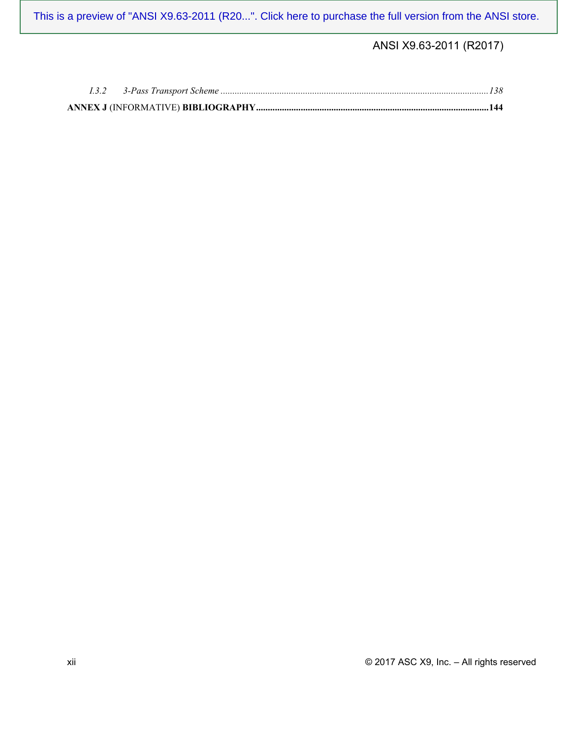*I.3.2 3-Pass Transport Scheme .................................................................................................................138*

**ANNEX J** (INFORMATIVE) **BIBLIOGRAPHY..................................................................................................144**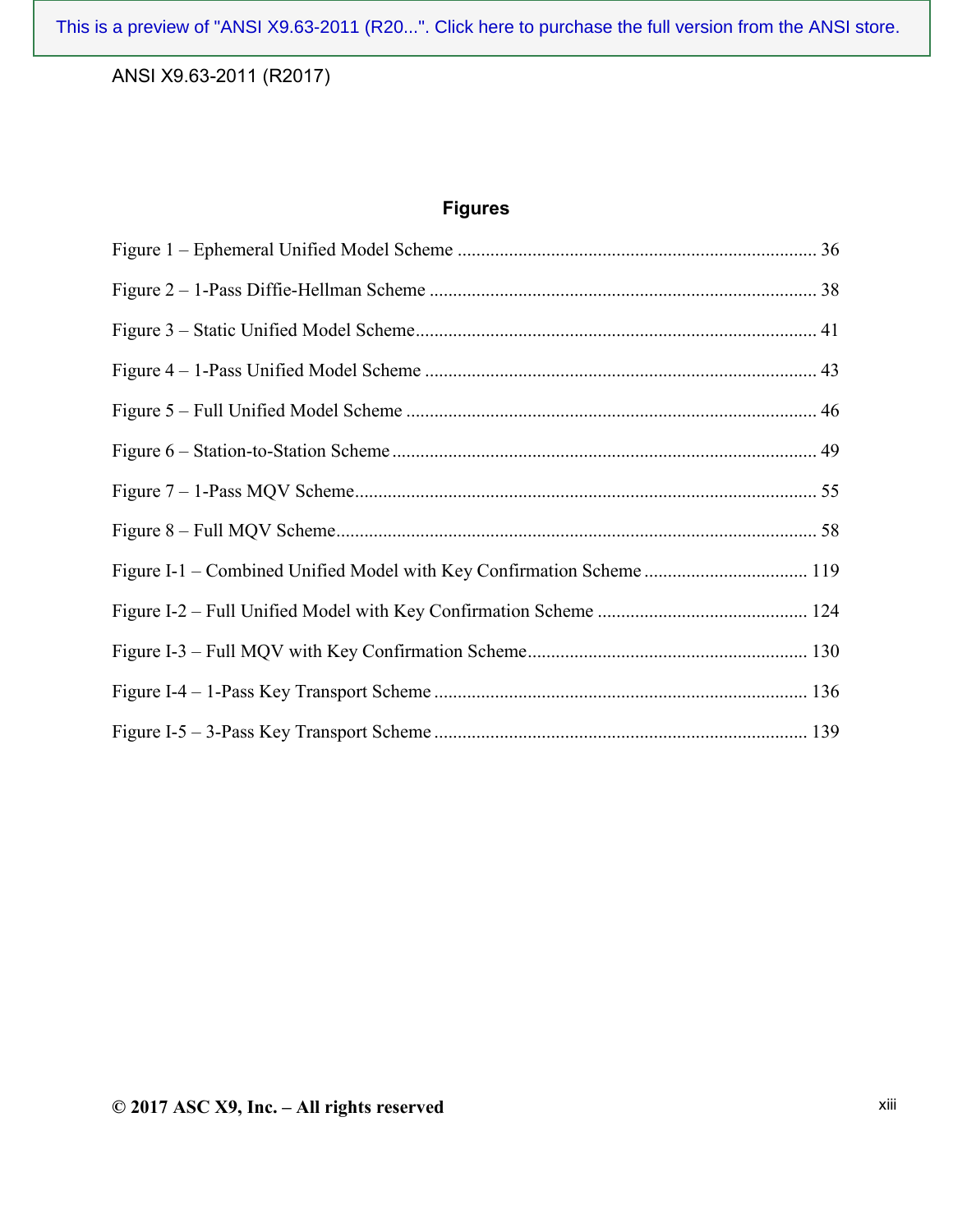## Figures

Figure 1 – Ephemeral Unified Model Scheme ............................................................................ 36

Figure 2 – 1-Pass Diffie-Hellman Scheme .................................................................................. 38

Figure 3 – Static Unified Model Scheme..................................................................................... 41

Figure 4 – 1-Pass Unified Model Scheme ................................................................................... 43

Figure 5 – Full Unified Model Scheme ....................................................................................... 46

Figure 6 – Station-to-Station Scheme .......................................................................................... 49

Figure 7 – 1-Pass MQV Scheme.................................................................................................. 55

Figure 8 – Full MQV Scheme...................................................................................................... 58

Figure I-1 – Combined Unified Model with Key Confirmation Scheme .................................. 119

Figure I-2 – Full Unified Model with Key Confirmation Scheme ............................................ 124

Figure I-3 – Full MQV with Key Confirmation Scheme........................................................... 130

Figure I-4 – 1-Pass Key Transport Scheme ............................................................................... 136

Figure I-5 – 3-Pass Key Transport Scheme ............................................................................... 139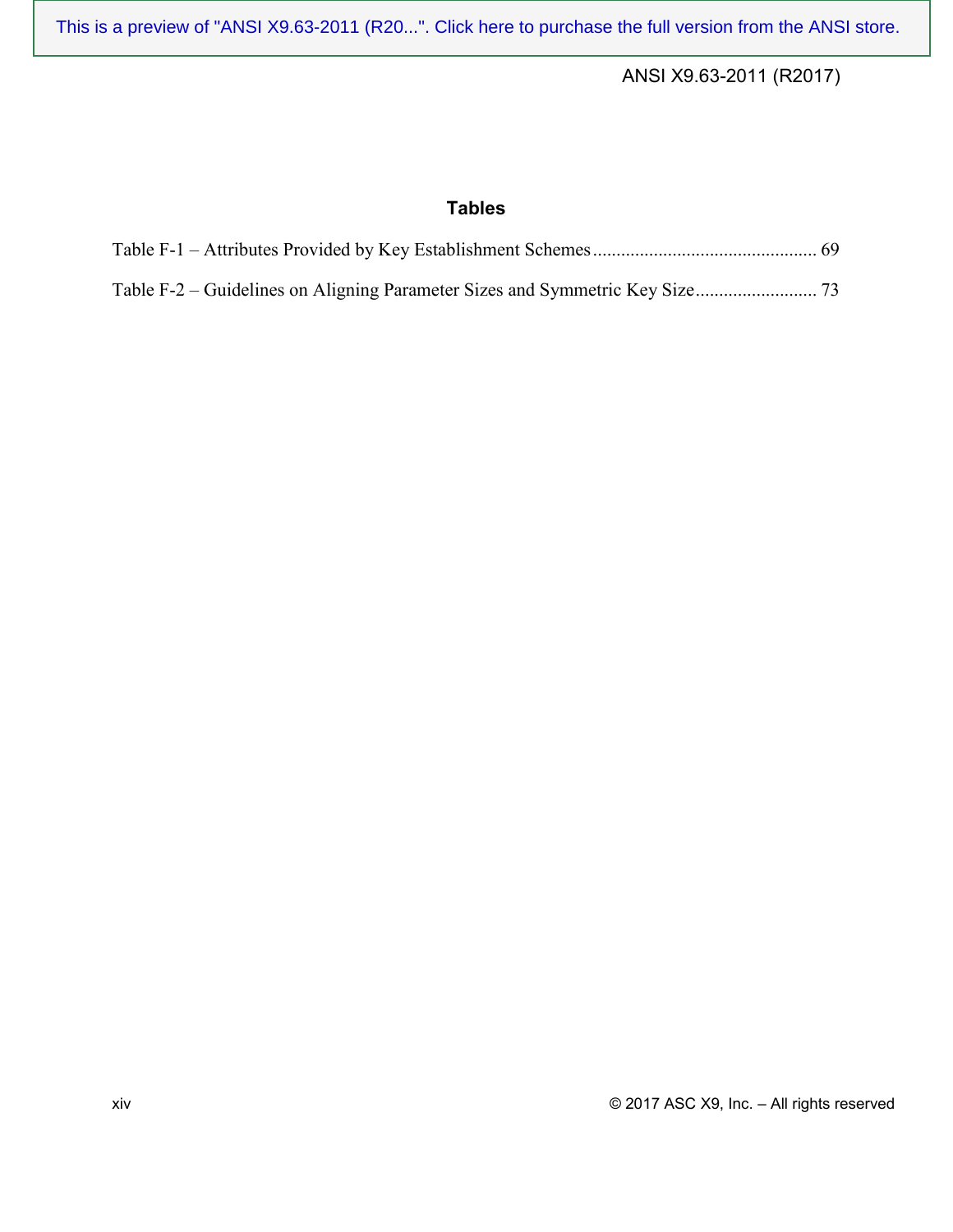## Tables

Table F-1 – Attributes Provided by Key Establishment Schemes ............................................... 69

Table F-2 – Guidelines on Aligning Parameter Sizes and Symmetric Key Size .......................... 73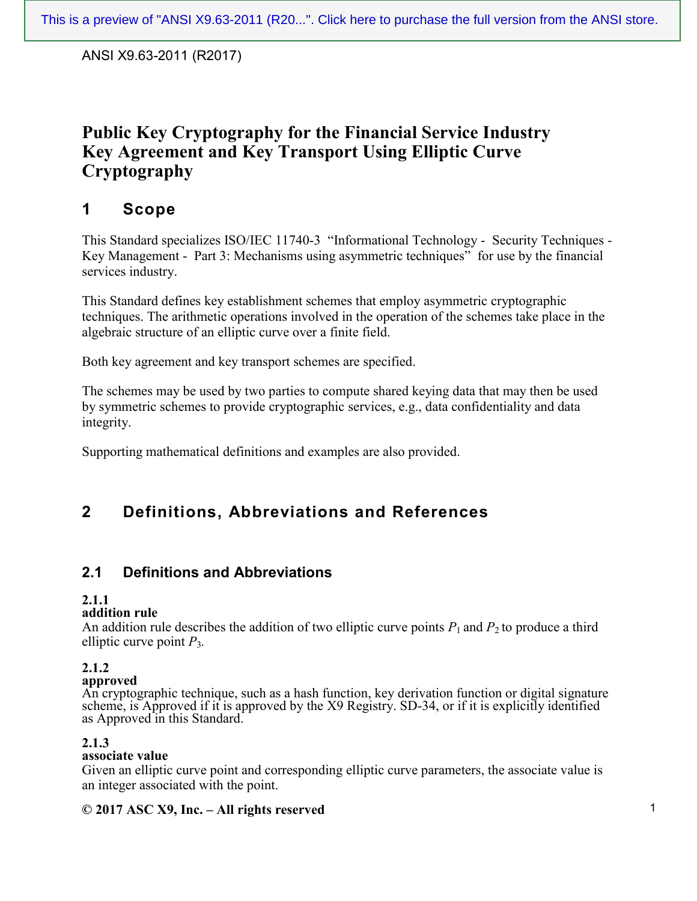# Public Key Cryptography for the Financial Service Industry Key Agreement and Key Transport Using Elliptic Curve Cryptography

## 1 Scope

This Standard specializes ISO/IEC 11740-3 "Informational Technology - Security Techniques - Key Management - Part 3: Mechanisms using asymmetric techniques" for use by the financial services industry.

This Standard defines key establishment schemes that employ asymmetric cryptographic techniques. The arithmetic operations involved in the operation of the schemes take place in the algebraic structure of an elliptic curve over a finite field.

Both key agreement and key transport schemes are specified.

The schemes may be used by two parties to compute shared keying data that may then be used by symmetric schemes to provide cryptographic services, e.g., data confidentiality and data integrity.

Supporting mathematical definitions and examples are also provided.

## 2 Definitions, Abbreviations and References

### 2.1 Definitions and Abbreviations

**2.1.1**
**addition rule**
An addition rule describes the addition of two elliptic curve points $P_1$ and $P_2$ to produce a third elliptic curve point $P_3$.

**2.1.2**
**approved**
An cryptographic technique, such as a hash function, key derivation function or digital signature scheme, is Approved if it is approved by the X9 Registry. SD-34, or if it is explicitly identified as Approved in this Standard.

**2.1.3**
**associate value**
Given an elliptic curve point and corresponding elliptic curve parameters, the associate value is an integer associated with the point.